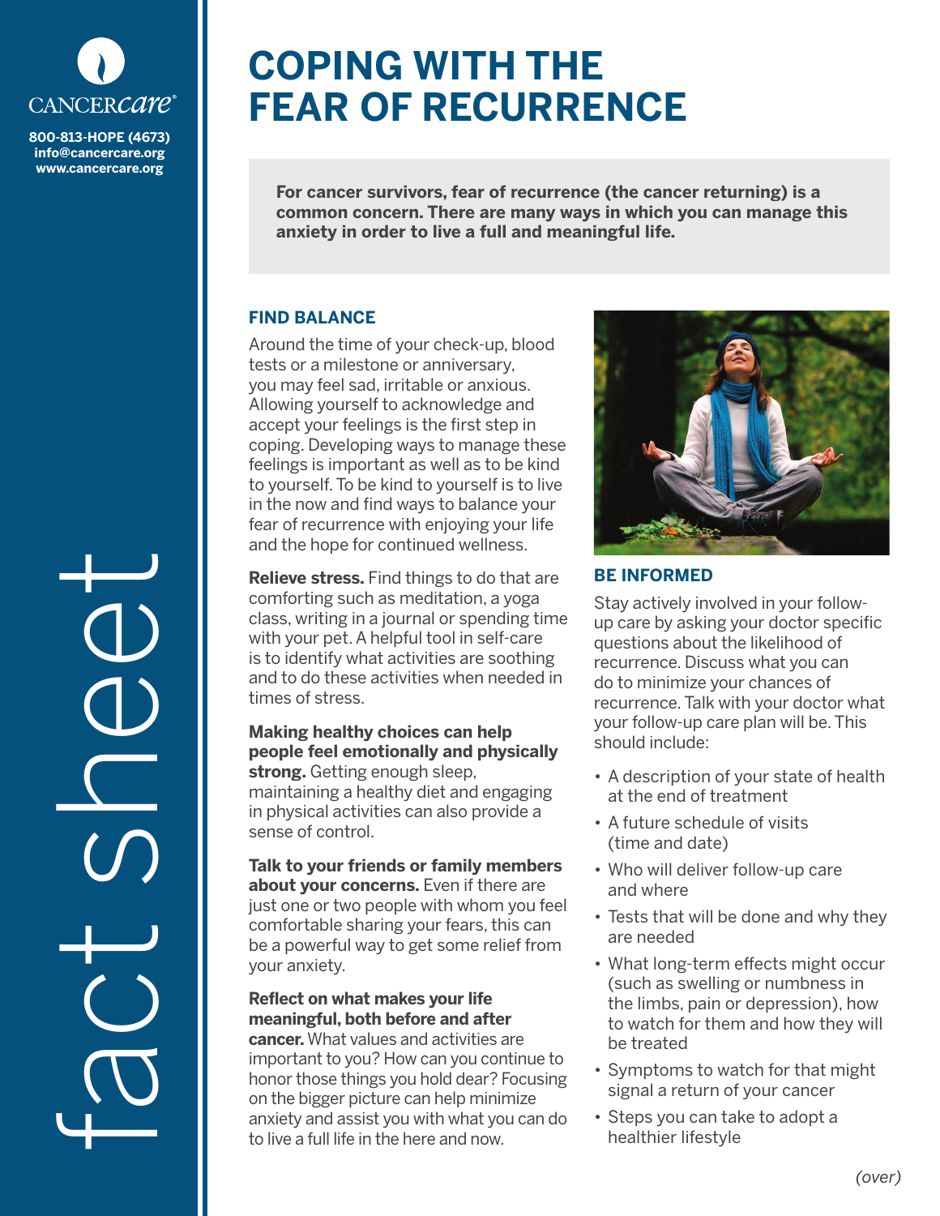CANCERcare®

800-813-HOPE (4673)
info@cancercare.org
www.cancercare.org

fact sheet

# COPING WITH THE FEAR OF RECURRENCE

**For cancer survivors, fear of recurrence (the cancer returning) is a common concern. There are many ways in which you can manage this anxiety in order to live a full and meaningful life.**

## FIND BALANCE

Around the time of your check-up, blood tests or a milestone or anniversary, you may feel sad, irritable or anxious. Allowing yourself to acknowledge and accept your feelings is the first step in coping. Developing ways to manage these feelings is important as well as to be kind to yourself. To be kind to yourself is to live in the now and find ways to balance your fear of recurrence with enjoying your life and the hope for continued wellness.

**Relieve stress.** Find things to do that are comforting such as meditation, a yoga class, writing in a journal or spending time with your pet. A helpful tool in self-care is to identify what activities are soothing and to do these activities when needed in times of stress.

**Making healthy choices can help people feel emotionally and physically strong.** Getting enough sleep, maintaining a healthy diet and engaging in physical activities can also provide a sense of control.

**Talk to your friends or family members about your concerns.** Even if there are just one or two people with whom you feel comfortable sharing your fears, this can be a powerful way to get some relief from your anxiety.

**Reflect on what makes your life meaningful, both before and after cancer.** What values and activities are important to you? How can you continue to honor those things you hold dear? Focusing on the bigger picture can help minimize anxiety and assist you with what you can do to live a full life in the here and now.

## BE INFORMED

Stay actively involved in your follow-up care by asking your doctor specific questions about the likelihood of recurrence. Discuss what you can do to minimize your chances of recurrence. Talk with your doctor what your follow-up care plan will be. This should include:

- A description of your state of health at the end of treatment
- A future schedule of visits (time and date)
- Who will deliver follow-up care and where
- Tests that will be done and why they are needed
- What long-term effects might occur (such as swelling or numbness in the limbs, pain or depression), how to watch for them and how they will be treated
- Symptoms to watch for that might signal a return of your cancer
- Steps you can take to adopt a healthier lifestyle

*(over)*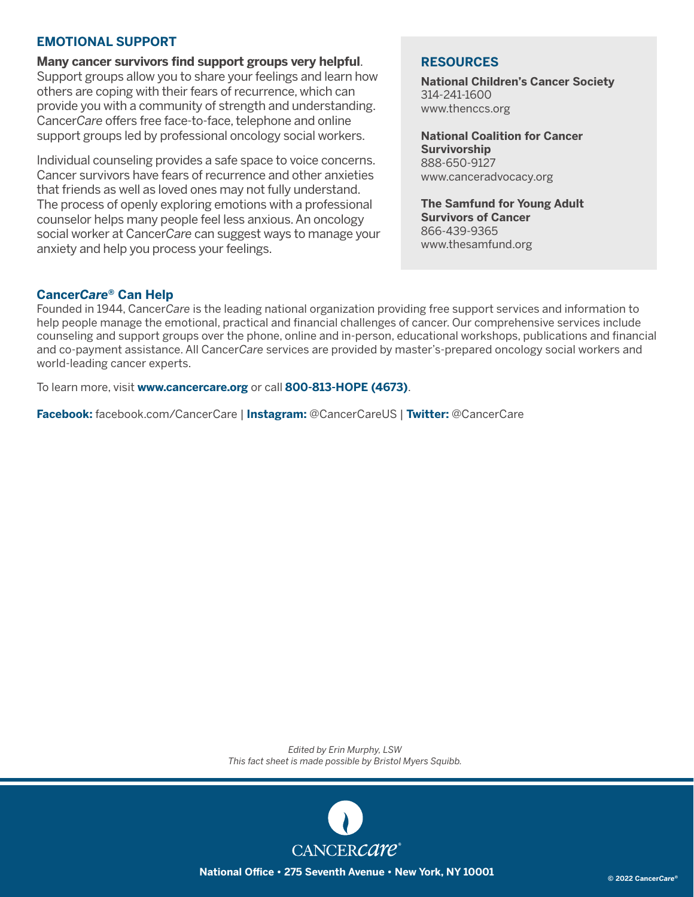## EMOTIONAL SUPPORT

**Many cancer survivors find support groups very helpful**. Support groups allow you to share your feelings and learn how others are coping with their fears of recurrence, which can provide you with a community of strength and understanding. Cancer*Care* offers free face-to-face, telephone and online support groups led by professional oncology social workers.

Individual counseling provides a safe space to voice concerns. Cancer survivors have fears of recurrence and other anxieties that friends as well as loved ones may not fully understand. The process of openly exploring emotions with a professional counselor helps many people feel less anxious. An oncology social worker at Cancer*Care* can suggest ways to manage your anxiety and help you process your feelings.

## RESOURCES

**National Children's Cancer Society**
314-241-1600
www.thenccs.org

**National Coalition for Cancer Survivorship**
888-650-9127
www.canceradvocacy.org

**The Samfund for Young Adult Survivors of Cancer**
866-439-9365
www.thesamfund.org

### Cancer*Care*® Can Help

Founded in 1944, Cancer*Care* is the leading national organization providing free support services and information to help people manage the emotional, practical and financial challenges of cancer. Our comprehensive services include counseling and support groups over the phone, online and in-person, educational workshops, publications and financial and co-payment assistance. All Cancer*Care* services are provided by master's-prepared oncology social workers and world-leading cancer experts.

To learn more, visit **www.cancercare.org** or call **800-813-HOPE (4673)**.

**Facebook:** facebook.com/CancerCare | **Instagram:** @CancerCareUS | **Twitter:** @CancerCare

*Edited by Erin Murphy, LSW*
*This fact sheet is made possible by Bristol Myers Squibb.*

CANCER*care*®

**National Office • 275 Seventh Avenue • New York, NY 10001**

© 2022 CancerCare®